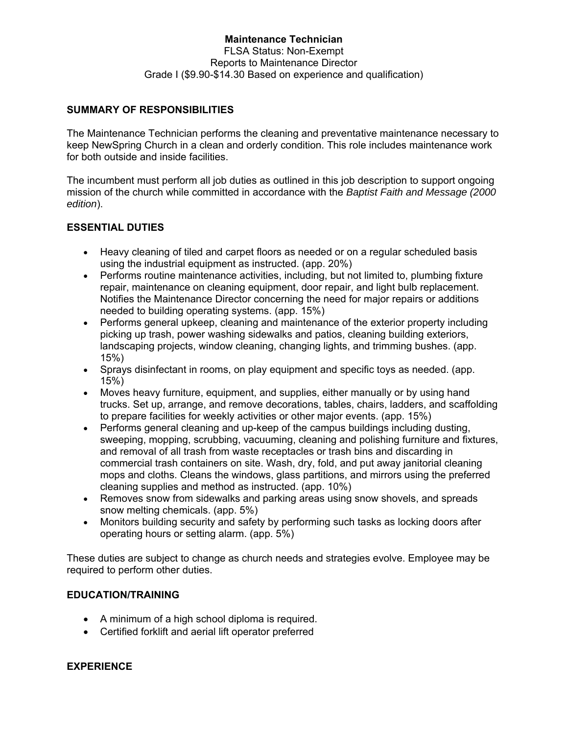# Maintenance Technician

FLSA Status: Non-Exempt
Reports to Maintenance Director
Grade I ($9.90-$14.30 Based on experience and qualification)

## SUMMARY OF RESPONSIBILITIES

The Maintenance Technician performs the cleaning and preventative maintenance necessary to keep NewSpring Church in a clean and orderly condition. This role includes maintenance work for both outside and inside facilities.

The incumbent must perform all job duties as outlined in this job description to support ongoing mission of the church while committed in accordance with the *Baptist Faith and Message (2000 edition*).

## ESSENTIAL DUTIES

- Heavy cleaning of tiled and carpet floors as needed or on a regular scheduled basis using the industrial equipment as instructed. (app. 20%)
- Performs routine maintenance activities, including, but not limited to, plumbing fixture repair, maintenance on cleaning equipment, door repair, and light bulb replacement. Notifies the Maintenance Director concerning the need for major repairs or additions needed to building operating systems. (app. 15%)
- Performs general upkeep, cleaning and maintenance of the exterior property including picking up trash, power washing sidewalks and patios, cleaning building exteriors, landscaping projects, window cleaning, changing lights, and trimming bushes. (app. 15%)
- Sprays disinfectant in rooms, on play equipment and specific toys as needed. (app. 15%)
- Moves heavy furniture, equipment, and supplies, either manually or by using hand trucks. Set up, arrange, and remove decorations, tables, chairs, ladders, and scaffolding to prepare facilities for weekly activities or other major events. (app. 15%)
- Performs general cleaning and up-keep of the campus buildings including dusting, sweeping, mopping, scrubbing, vacuuming, cleaning and polishing furniture and fixtures, and removal of all trash from waste receptacles or trash bins and discarding in commercial trash containers on site. Wash, dry, fold, and put away janitorial cleaning mops and cloths. Cleans the windows, glass partitions, and mirrors using the preferred cleaning supplies and method as instructed. (app. 10%)
- Removes snow from sidewalks and parking areas using snow shovels, and spreads snow melting chemicals. (app. 5%)
- Monitors building security and safety by performing such tasks as locking doors after operating hours or setting alarm. (app. 5%)

These duties are subject to change as church needs and strategies evolve. Employee may be required to perform other duties.

## EDUCATION/TRAINING

- A minimum of a high school diploma is required.
- Certified forklift and aerial lift operator preferred

## EXPERIENCE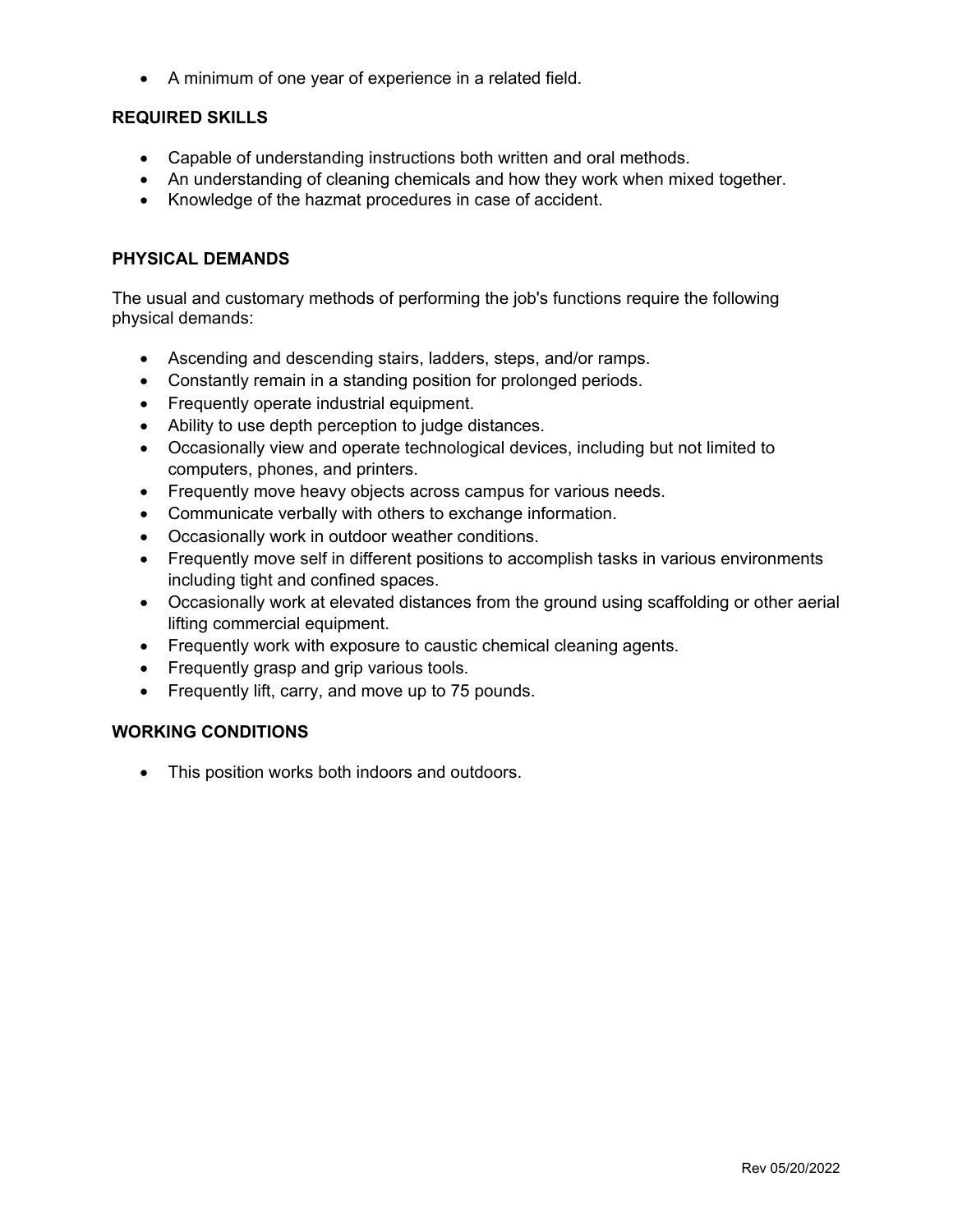- A minimum of one year of experience in a related field.

## REQUIRED SKILLS

- Capable of understanding instructions both written and oral methods.
- An understanding of cleaning chemicals and how they work when mixed together.
- Knowledge of the hazmat procedures in case of accident.

## PHYSICAL DEMANDS

The usual and customary methods of performing the job's functions require the following physical demands:

- Ascending and descending stairs, ladders, steps, and/or ramps.
- Constantly remain in a standing position for prolonged periods.
- Frequently operate industrial equipment.
- Ability to use depth perception to judge distances.
- Occasionally view and operate technological devices, including but not limited to computers, phones, and printers.
- Frequently move heavy objects across campus for various needs.
- Communicate verbally with others to exchange information.
- Occasionally work in outdoor weather conditions.
- Frequently move self in different positions to accomplish tasks in various environments including tight and confined spaces.
- Occasionally work at elevated distances from the ground using scaffolding or other aerial lifting commercial equipment.
- Frequently work with exposure to caustic chemical cleaning agents.
- Frequently grasp and grip various tools.
- Frequently lift, carry, and move up to 75 pounds.

## WORKING CONDITIONS

- This position works both indoors and outdoors.

Rev 05/20/2022